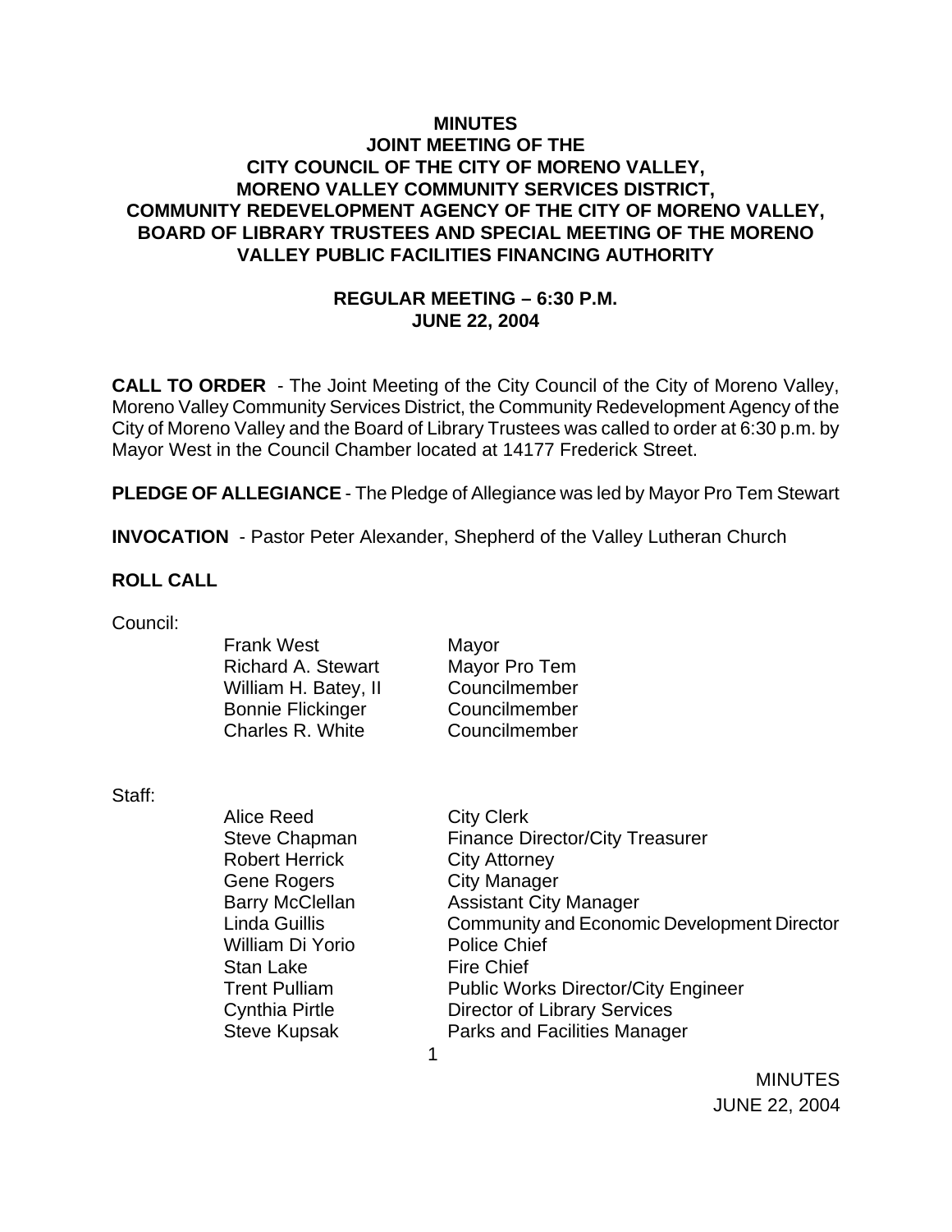# MINUTES
## JOINT MEETING OF THE CITY COUNCIL OF THE CITY OF MORENO VALLEY, MORENO VALLEY COMMUNITY SERVICES DISTRICT, COMMUNITY REDEVELOPMENT AGENCY OF THE CITY OF MORENO VALLEY, BOARD OF LIBRARY TRUSTEES AND SPECIAL MEETING OF THE MORENO VALLEY PUBLIC FACILITIES FINANCING AUTHORITY

**REGULAR MEETING – 6:30 P.M.**
**JUNE 22, 2004**

**CALL TO ORDER** - The Joint Meeting of the City Council of the City of Moreno Valley, Moreno Valley Community Services District, the Community Redevelopment Agency of the City of Moreno Valley and the Board of Library Trustees was called to order at 6:30 p.m. by Mayor West in the Council Chamber located at 14177 Frederick Street.

**PLEDGE OF ALLEGIANCE** - The Pledge of Allegiance was led by Mayor Pro Tem Stewart

**INVOCATION** - Pastor Peter Alexander, Shepherd of the Valley Lutheran Church

**ROLL CALL**

Council:

| | |
|---|---|
| Frank West | Mayor |
| Richard A. Stewart | Mayor Pro Tem |
| William H. Batey, II | Councilmember |
| Bonnie Flickinger | Councilmember |
| Charles R. White | Councilmember |

Staff:

| | |
|---|---|
| Alice Reed | City Clerk |
| Steve Chapman | Finance Director/City Treasurer |
| Robert Herrick | City Attorney |
| Gene Rogers | City Manager |
| Barry McClellan | Assistant City Manager |
| Linda Guillis | Community and Economic Development Director |
| William Di Yorio | Police Chief |
| Stan Lake | Fire Chief |
| Trent Pulliam | Public Works Director/City Engineer |
| Cynthia Pirtle | Director of Library Services |
| Steve Kupsak | Parks and Facilities Manager |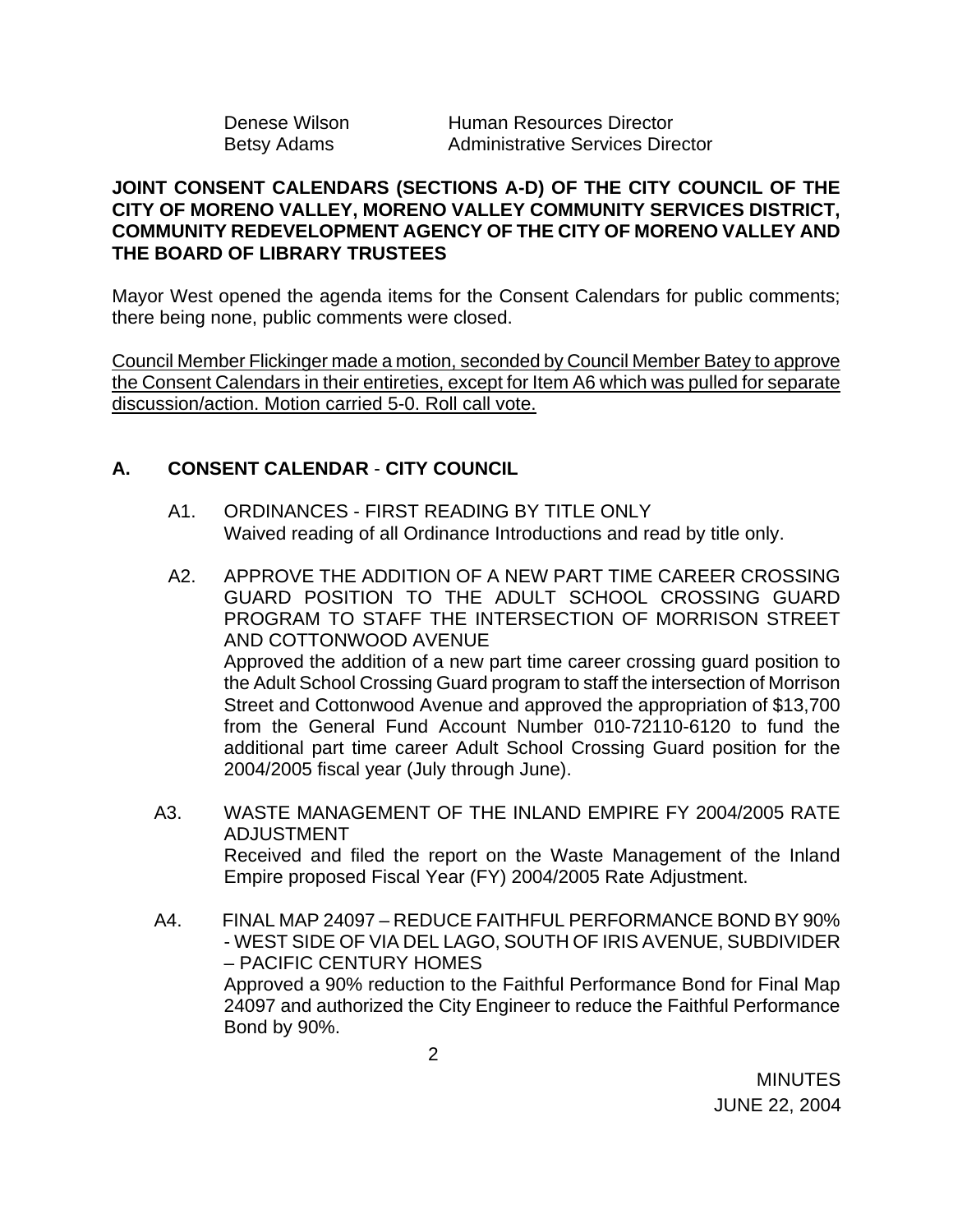| | |
|---|---|
| Denese Wilson | Human Resources Director |
| Betsy Adams | Administrative Services Director |

**JOINT CONSENT CALENDARS (SECTIONS A-D) OF THE CITY COUNCIL OF THE CITY OF MORENO VALLEY, MORENO VALLEY COMMUNITY SERVICES DISTRICT, COMMUNITY REDEVELOPMENT AGENCY OF THE CITY OF MORENO VALLEY AND THE BOARD OF LIBRARY TRUSTEES**

Mayor West opened the agenda items for the Consent Calendars for public comments; there being none, public comments were closed.

<u>Council Member Flickinger made a motion, seconded by Council Member Batey to approve the Consent Calendars in their entireties, except for Item A6 which was pulled for separate discussion/action. Motion carried 5-0. Roll call vote.</u>

## A. CONSENT CALENDAR - CITY COUNCIL

A1. ORDINANCES - FIRST READING BY TITLE ONLY
Waived reading of all Ordinance Introductions and read by title only.

A2. APPROVE THE ADDITION OF A NEW PART TIME CAREER CROSSING GUARD POSITION TO THE ADULT SCHOOL CROSSING GUARD PROGRAM TO STAFF THE INTERSECTION OF MORRISON STREET AND COTTONWOOD AVENUE
Approved the addition of a new part time career crossing guard position to the Adult School Crossing Guard program to staff the intersection of Morrison Street and Cottonwood Avenue and approved the appropriation of $13,700 from the General Fund Account Number 010-72110-6120 to fund the additional part time career Adult School Crossing Guard position for the 2004/2005 fiscal year (July through June).

A3. WASTE MANAGEMENT OF THE INLAND EMPIRE FY 2004/2005 RATE ADJUSTMENT
Received and filed the report on the Waste Management of the Inland Empire proposed Fiscal Year (FY) 2004/2005 Rate Adjustment.

A4. FINAL MAP 24097 – REDUCE FAITHFUL PERFORMANCE BOND BY 90% - WEST SIDE OF VIA DEL LAGO, SOUTH OF IRIS AVENUE, SUBDIVIDER – PACIFIC CENTURY HOMES
Approved a 90% reduction to the Faithful Performance Bond for Final Map 24097 and authorized the City Engineer to reduce the Faithful Performance Bond by 90%.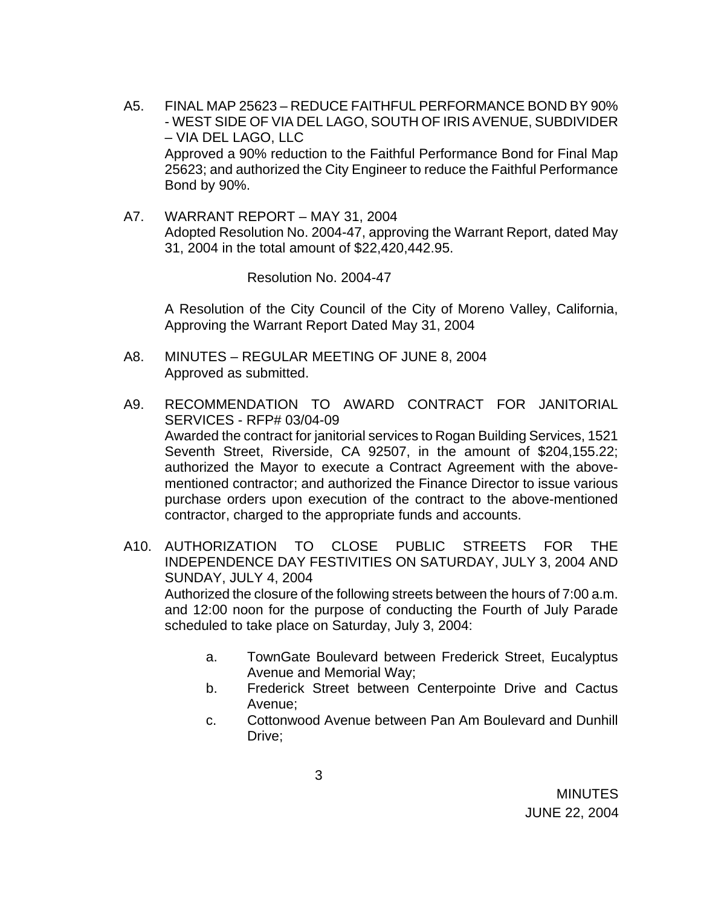A5. FINAL MAP 25623 – REDUCE FAITHFUL PERFORMANCE BOND BY 90% - WEST SIDE OF VIA DEL LAGO, SOUTH OF IRIS AVENUE, SUBDIVIDER – VIA DEL LAGO, LLC
Approved a 90% reduction to the Faithful Performance Bond for Final Map 25623; and authorized the City Engineer to reduce the Faithful Performance Bond by 90%.

A7. WARRANT REPORT – MAY 31, 2004
Adopted Resolution No. 2004-47, approving the Warrant Report, dated May 31, 2004 in the total amount of $22,420,442.95.

Resolution No. 2004-47

A Resolution of the City Council of the City of Moreno Valley, California, Approving the Warrant Report Dated May 31, 2004

A8. MINUTES – REGULAR MEETING OF JUNE 8, 2004
Approved as submitted.

A9. RECOMMENDATION TO AWARD CONTRACT FOR JANITORIAL SERVICES - RFP# 03/04-09
Awarded the contract for janitorial services to Rogan Building Services, 1521 Seventh Street, Riverside, CA 92507, in the amount of $204,155.22; authorized the Mayor to execute a Contract Agreement with the above-mentioned contractor; and authorized the Finance Director to issue various purchase orders upon execution of the contract to the above-mentioned contractor, charged to the appropriate funds and accounts.

A10. AUTHORIZATION TO CLOSE PUBLIC STREETS FOR THE INDEPENDENCE DAY FESTIVITIES ON SATURDAY, JULY 3, 2004 AND SUNDAY, JULY 4, 2004
Authorized the closure of the following streets between the hours of 7:00 a.m. and 12:00 noon for the purpose of conducting the Fourth of July Parade scheduled to take place on Saturday, July 3, 2004:

a. TownGate Boulevard between Frederick Street, Eucalyptus Avenue and Memorial Way;
b. Frederick Street between Centerpointe Drive and Cactus Avenue;
c. Cottonwood Avenue between Pan Am Boulevard and Dunhill Drive;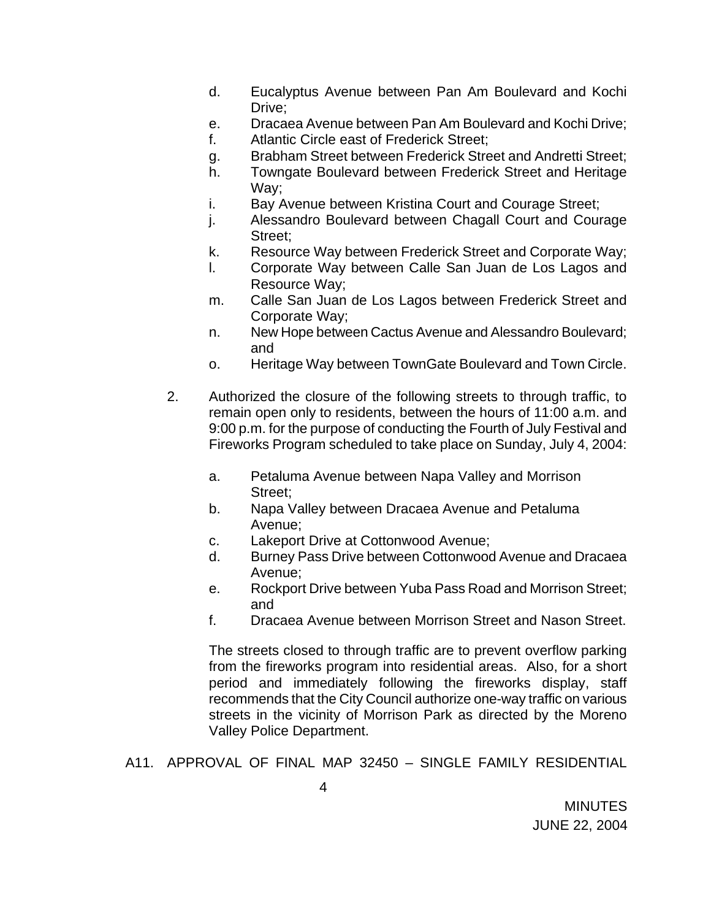d. Eucalyptus Avenue between Pan Am Boulevard and Kochi Drive;
e. Dracaea Avenue between Pan Am Boulevard and Kochi Drive;
f. Atlantic Circle east of Frederick Street;
g. Brabham Street between Frederick Street and Andretti Street;
h. Towngate Boulevard between Frederick Street and Heritage Way;
i. Bay Avenue between Kristina Court and Courage Street;
j. Alessandro Boulevard between Chagall Court and Courage Street;
k. Resource Way between Frederick Street and Corporate Way;
l. Corporate Way between Calle San Juan de Los Lagos and Resource Way;
m. Calle San Juan de Los Lagos between Frederick Street and Corporate Way;
n. New Hope between Cactus Avenue and Alessandro Boulevard; and
o. Heritage Way between TownGate Boulevard and Town Circle.

2. Authorized the closure of the following streets to through traffic, to remain open only to residents, between the hours of 11:00 a.m. and 9:00 p.m. for the purpose of conducting the Fourth of July Festival and Fireworks Program scheduled to take place on Sunday, July 4, 2004:

   a. Petaluma Avenue between Napa Valley and Morrison Street;
   b. Napa Valley between Dracaea Avenue and Petaluma Avenue;
   c. Lakeport Drive at Cottonwood Avenue;
   d. Burney Pass Drive between Cottonwood Avenue and Dracaea Avenue;
   e. Rockport Drive between Yuba Pass Road and Morrison Street; and
   f. Dracaea Avenue between Morrison Street and Nason Street.

   The streets closed to through traffic are to prevent overflow parking from the fireworks program into residential areas. Also, for a short period and immediately following the fireworks display, staff recommends that the City Council authorize one-way traffic on various streets in the vicinity of Morrison Park as directed by the Moreno Valley Police Department.

A11. APPROVAL OF FINAL MAP 32450 – SINGLE FAMILY RESIDENTIAL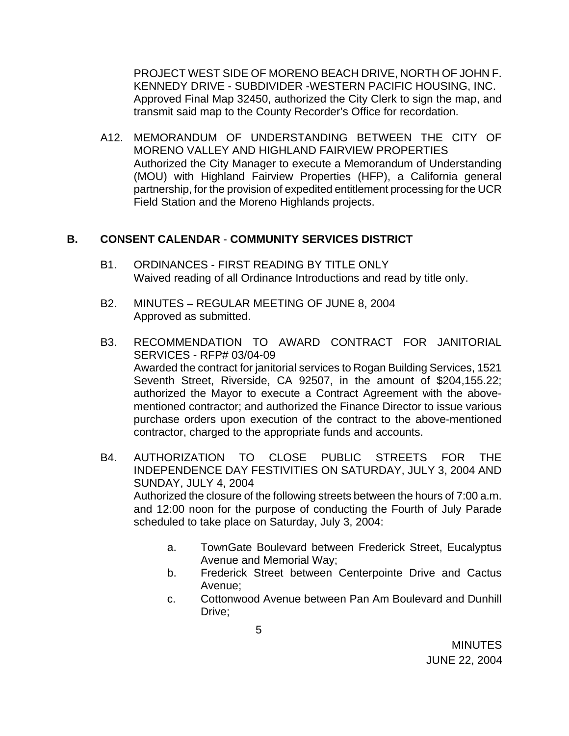PROJECT WEST SIDE OF MORENO BEACH DRIVE, NORTH OF JOHN F. KENNEDY DRIVE - SUBDIVIDER -WESTERN PACIFIC HOUSING, INC.
Approved Final Map 32450, authorized the City Clerk to sign the map, and transmit said map to the County Recorder's Office for recordation.

A12. MEMORANDUM OF UNDERSTANDING BETWEEN THE CITY OF MORENO VALLEY AND HIGHLAND FAIRVIEW PROPERTIES
Authorized the City Manager to execute a Memorandum of Understanding (MOU) with Highland Fairview Properties (HFP), a California general partnership, for the provision of expedited entitlement processing for the UCR Field Station and the Moreno Highlands projects.

## B. CONSENT CALENDAR - COMMUNITY SERVICES DISTRICT

B1. ORDINANCES - FIRST READING BY TITLE ONLY
Waived reading of all Ordinance Introductions and read by title only.

B2. MINUTES – REGULAR MEETING OF JUNE 8, 2004
Approved as submitted.

B3. RECOMMENDATION TO AWARD CONTRACT FOR JANITORIAL SERVICES - RFP# 03/04-09
Awarded the contract for janitorial services to Rogan Building Services, 1521 Seventh Street, Riverside, CA 92507, in the amount of $204,155.22; authorized the Mayor to execute a Contract Agreement with the above-mentioned contractor; and authorized the Finance Director to issue various purchase orders upon execution of the contract to the above-mentioned contractor, charged to the appropriate funds and accounts.

B4. AUTHORIZATION TO CLOSE PUBLIC STREETS FOR THE INDEPENDENCE DAY FESTIVITIES ON SATURDAY, JULY 3, 2004 AND SUNDAY, JULY 4, 2004
Authorized the closure of the following streets between the hours of 7:00 a.m. and 12:00 noon for the purpose of conducting the Fourth of July Parade scheduled to take place on Saturday, July 3, 2004:

a. TownGate Boulevard between Frederick Street, Eucalyptus Avenue and Memorial Way;
b. Frederick Street between Centerpointe Drive and Cactus Avenue;
c. Cottonwood Avenue between Pan Am Boulevard and Dunhill Drive;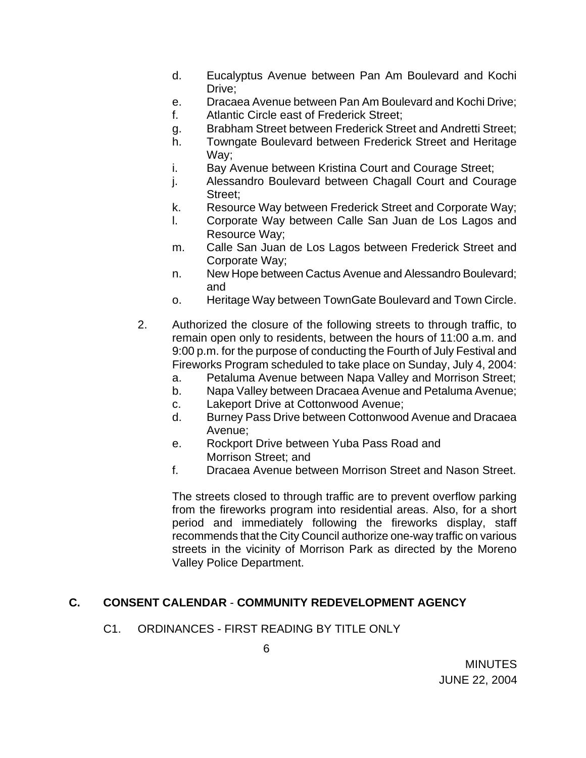d. Eucalyptus Avenue between Pan Am Boulevard and Kochi Drive;
e. Dracaea Avenue between Pan Am Boulevard and Kochi Drive;
f. Atlantic Circle east of Frederick Street;
g. Brabham Street between Frederick Street and Andretti Street;
h. Towngate Boulevard between Frederick Street and Heritage Way;
i. Bay Avenue between Kristina Court and Courage Street;
j. Alessandro Boulevard between Chagall Court and Courage Street;
k. Resource Way between Frederick Street and Corporate Way;
l. Corporate Way between Calle San Juan de Los Lagos and Resource Way;
m. Calle San Juan de Los Lagos between Frederick Street and Corporate Way;
n. New Hope between Cactus Avenue and Alessandro Boulevard; and
o. Heritage Way between TownGate Boulevard and Town Circle.

2. Authorized the closure of the following streets to through traffic, to remain open only to residents, between the hours of 11:00 a.m. and 9:00 p.m. for the purpose of conducting the Fourth of July Festival and Fireworks Program scheduled to take place on Sunday, July 4, 2004:
   a. Petaluma Avenue between Napa Valley and Morrison Street;
   b. Napa Valley between Dracaea Avenue and Petaluma Avenue;
   c. Lakeport Drive at Cottonwood Avenue;
   d. Burney Pass Drive between Cottonwood Avenue and Dracaea Avenue;
   e. Rockport Drive between Yuba Pass Road and Morrison Street; and
   f. Dracaea Avenue between Morrison Street and Nason Street.

   The streets closed to through traffic are to prevent overflow parking from the fireworks program into residential areas. Also, for a short period and immediately following the fireworks display, staff recommends that the City Council authorize one-way traffic on various streets in the vicinity of Morrison Park as directed by the Moreno Valley Police Department.

## C. CONSENT CALENDAR - COMMUNITY REDEVELOPMENT AGENCY

C1. ORDINANCES - FIRST READING BY TITLE ONLY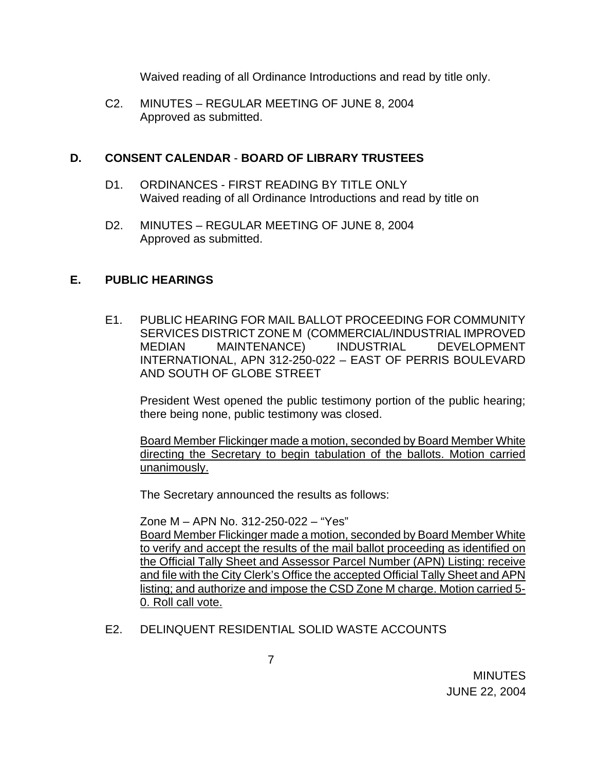Waived reading of all Ordinance Introductions and read by title only.

C2. MINUTES – REGULAR MEETING OF JUNE 8, 2004
Approved as submitted.

## D. CONSENT CALENDAR - BOARD OF LIBRARY TRUSTEES

D1. ORDINANCES - FIRST READING BY TITLE ONLY
Waived reading of all Ordinance Introductions and read by title on

D2. MINUTES – REGULAR MEETING OF JUNE 8, 2004
Approved as submitted.

## E. PUBLIC HEARINGS

E1. PUBLIC HEARING FOR MAIL BALLOT PROCEEDING FOR COMMUNITY SERVICES DISTRICT ZONE M (COMMERCIAL/INDUSTRIAL IMPROVED MEDIAN MAINTENANCE) INDUSTRIAL DEVELOPMENT INTERNATIONAL, APN 312-250-022 – EAST OF PERRIS BOULEVARD AND SOUTH OF GLOBE STREET

President West opened the public testimony portion of the public hearing; there being none, public testimony was closed.

<u>Board Member Flickinger made a motion, seconded by Board Member White directing the Secretary to begin tabulation of the ballots. Motion carried unanimously.</u>

The Secretary announced the results as follows:

Zone M – APN No. 312-250-022 – "Yes"
<u>Board Member Flickinger made a motion, seconded by Board Member White to verify and accept the results of the mail ballot proceeding as identified on the Official Tally Sheet and Assessor Parcel Number (APN) Listing: receive and file with the City Clerk's Office the accepted Official Tally Sheet and APN listing; and authorize and impose the CSD Zone M charge. Motion carried 5-0. Roll call vote.</u>

E2. DELINQUENT RESIDENTIAL SOLID WASTE ACCOUNTS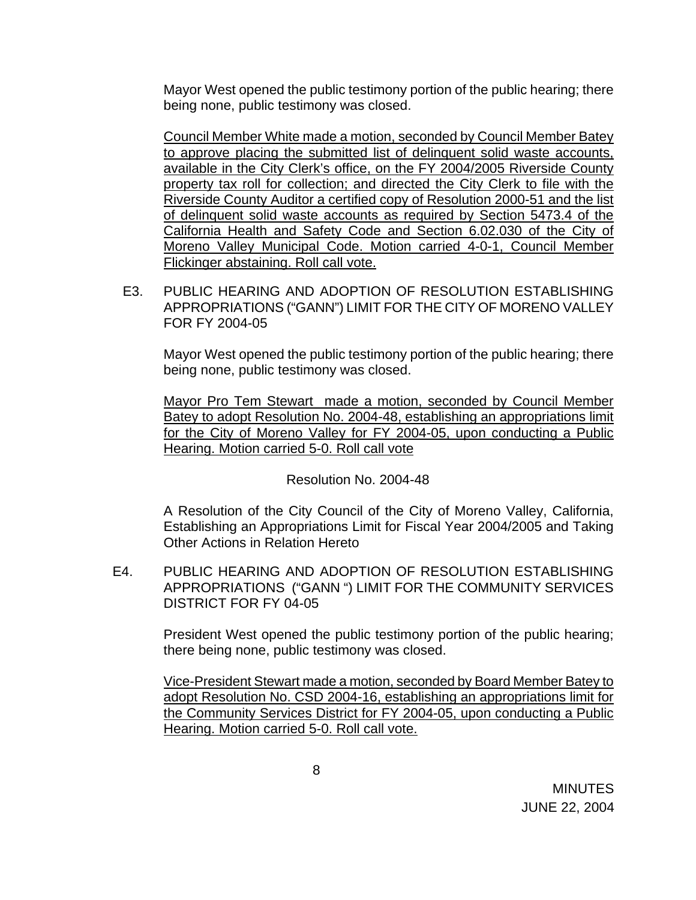Mayor West opened the public testimony portion of the public hearing; there being none, public testimony was closed.

Council Member White made a motion, seconded by Council Member Batey to approve placing the submitted list of delinquent solid waste accounts, available in the City Clerk's office, on the FY 2004/2005 Riverside County property tax roll for collection; and directed the City Clerk to file with the Riverside County Auditor a certified copy of Resolution 2000-51 and the list of delinquent solid waste accounts as required by Section 5473.4 of the California Health and Safety Code and Section 6.02.030 of the City of Moreno Valley Municipal Code. Motion carried 4-0-1, Council Member Flickinger abstaining. Roll call vote.

E3. PUBLIC HEARING AND ADOPTION OF RESOLUTION ESTABLISHING APPROPRIATIONS ("GANN") LIMIT FOR THE CITY OF MORENO VALLEY FOR FY 2004-05

Mayor West opened the public testimony portion of the public hearing; there being none, public testimony was closed.

Mayor Pro Tem Stewart made a motion, seconded by Council Member Batey to adopt Resolution No. 2004-48, establishing an appropriations limit for the City of Moreno Valley for FY 2004-05, upon conducting a Public Hearing. Motion carried 5-0. Roll call vote

Resolution No. 2004-48

A Resolution of the City Council of the City of Moreno Valley, California, Establishing an Appropriations Limit for Fiscal Year 2004/2005 and Taking Other Actions in Relation Hereto

E4. PUBLIC HEARING AND ADOPTION OF RESOLUTION ESTABLISHING APPROPRIATIONS ("GANN ") LIMIT FOR THE COMMUNITY SERVICES DISTRICT FOR FY 04-05

President West opened the public testimony portion of the public hearing; there being none, public testimony was closed.

Vice-President Stewart made a motion, seconded by Board Member Batey to adopt Resolution No. CSD 2004-16, establishing an appropriations limit for the Community Services District for FY 2004-05, upon conducting a Public Hearing. Motion carried 5-0. Roll call vote.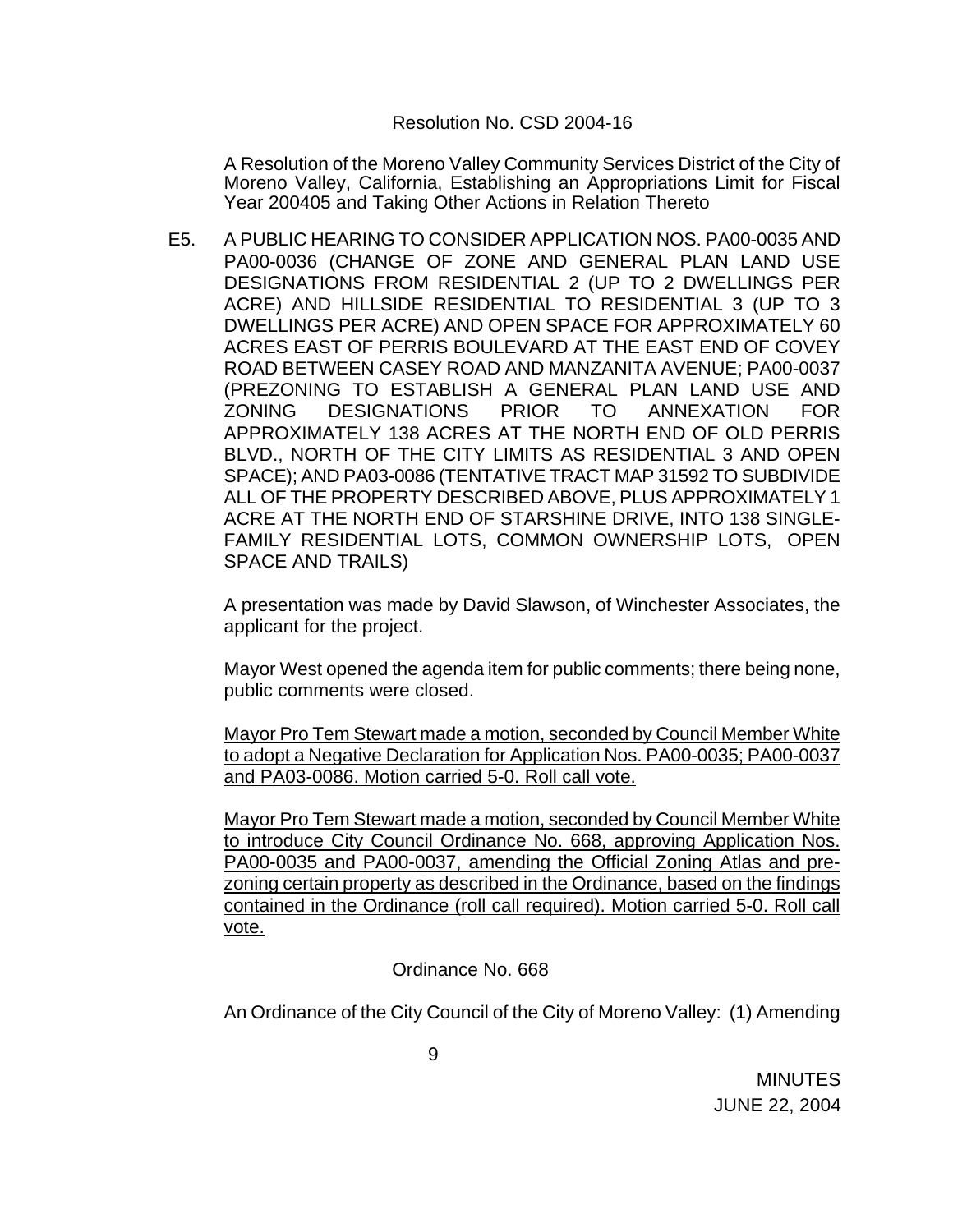Resolution No. CSD 2004-16

A Resolution of the Moreno Valley Community Services District of the City of Moreno Valley, California, Establishing an Appropriations Limit for Fiscal Year 200405 and Taking Other Actions in Relation Thereto

E5. A PUBLIC HEARING TO CONSIDER APPLICATION NOS. PA00-0035 AND PA00-0036 (CHANGE OF ZONE AND GENERAL PLAN LAND USE DESIGNATIONS FROM RESIDENTIAL 2 (UP TO 2 DWELLINGS PER ACRE) AND HILLSIDE RESIDENTIAL TO RESIDENTIAL 3 (UP TO 3 DWELLINGS PER ACRE) AND OPEN SPACE FOR APPROXIMATELY 60 ACRES EAST OF PERRIS BOULEVARD AT THE EAST END OF COVEY ROAD BETWEEN CASEY ROAD AND MANZANITA AVENUE; PA00-0037 (PREZONING TO ESTABLISH A GENERAL PLAN LAND USE AND ZONING DESIGNATIONS PRIOR TO ANNEXATION FOR APPROXIMATELY 138 ACRES AT THE NORTH END OF OLD PERRIS BLVD., NORTH OF THE CITY LIMITS AS RESIDENTIAL 3 AND OPEN SPACE); AND PA03-0086 (TENTATIVE TRACT MAP 31592 TO SUBDIVIDE ALL OF THE PROPERTY DESCRIBED ABOVE, PLUS APPROXIMATELY 1 ACRE AT THE NORTH END OF STARSHINE DRIVE, INTO 138 SINGLE-FAMILY RESIDENTIAL LOTS, COMMON OWNERSHIP LOTS, OPEN SPACE AND TRAILS)

A presentation was made by David Slawson, of Winchester Associates, the applicant for the project.

Mayor West opened the agenda item for public comments; there being none, public comments were closed.

<u>Mayor Pro Tem Stewart made a motion, seconded by Council Member White to adopt a Negative Declaration for Application Nos. PA00-0035; PA00-0037 and PA03-0086. Motion carried 5-0. Roll call vote.</u>

<u>Mayor Pro Tem Stewart made a motion, seconded by Council Member White to introduce City Council Ordinance No. 668, approving Application Nos. PA00-0035 and PA00-0037, amending the Official Zoning Atlas and pre-zoning certain property as described in the Ordinance, based on the findings contained in the Ordinance (roll call required). Motion carried 5-0. Roll call vote.</u>

Ordinance No. 668

An Ordinance of the City Council of the City of Moreno Valley: (1) Amending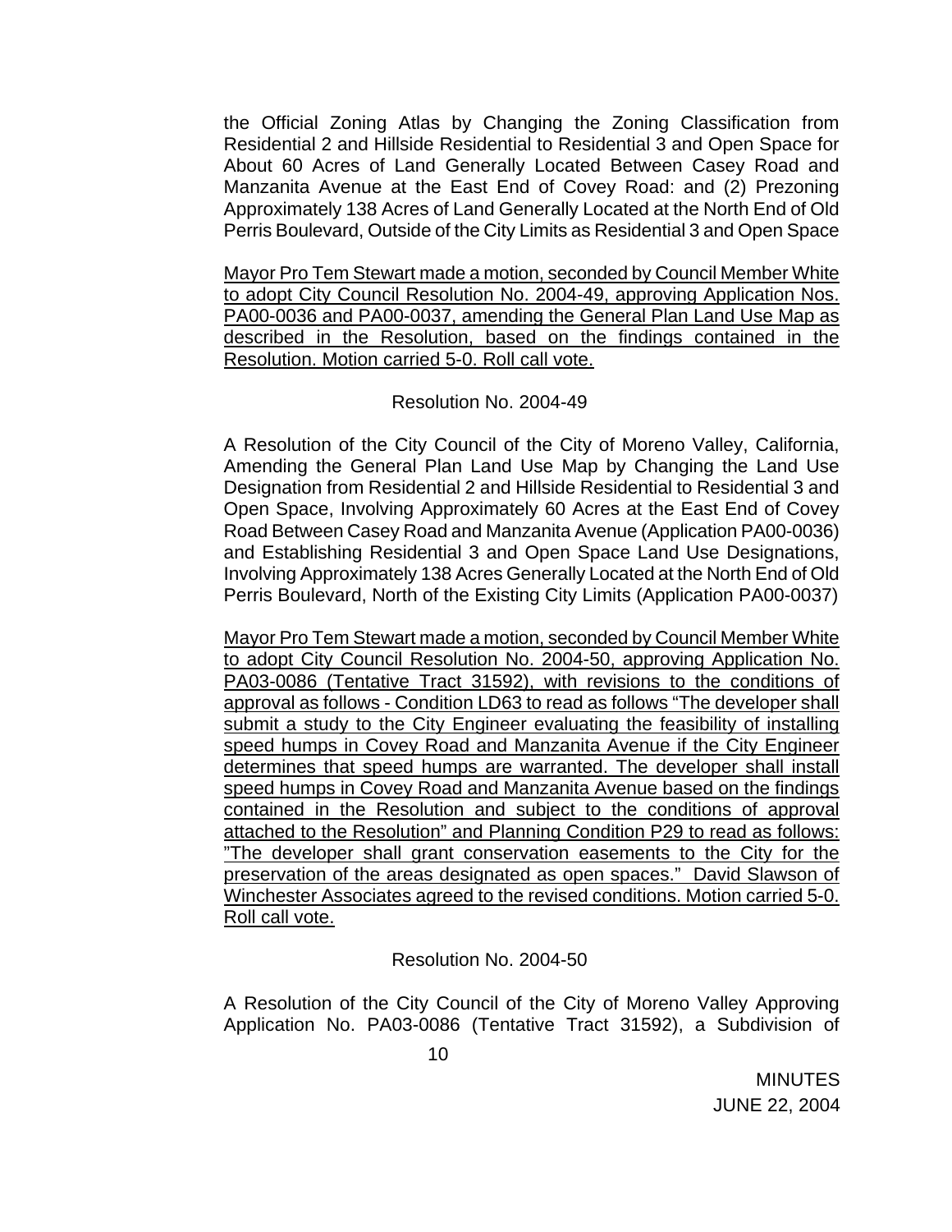the Official Zoning Atlas by Changing the Zoning Classification from Residential 2 and Hillside Residential to Residential 3 and Open Space for About 60 Acres of Land Generally Located Between Casey Road and Manzanita Avenue at the East End of Covey Road: and (2) Prezoning Approximately 138 Acres of Land Generally Located at the North End of Old Perris Boulevard, Outside of the City Limits as Residential 3 and Open Space

<u>Mayor Pro Tem Stewart made a motion, seconded by Council Member White to adopt City Council Resolution No. 2004-49, approving Application Nos. PA00-0036 and PA00-0037, amending the General Plan Land Use Map as described in the Resolution, based on the findings contained in the Resolution. Motion carried 5-0. Roll call vote.</u>

Resolution No. 2004-49

A Resolution of the City Council of the City of Moreno Valley, California, Amending the General Plan Land Use Map by Changing the Land Use Designation from Residential 2 and Hillside Residential to Residential 3 and Open Space, Involving Approximately 60 Acres at the East End of Covey Road Between Casey Road and Manzanita Avenue (Application PA00-0036) and Establishing Residential 3 and Open Space Land Use Designations, Involving Approximately 138 Acres Generally Located at the North End of Old Perris Boulevard, North of the Existing City Limits (Application PA00-0037)

<u>Mayor Pro Tem Stewart made a motion, seconded by Council Member White to adopt City Council Resolution No. 2004-50, approving Application No. PA03-0086 (Tentative Tract 31592), with revisions to the conditions of approval as follows - Condition LD63 to read as follows "The developer shall submit a study to the City Engineer evaluating the feasibility of installing speed humps in Covey Road and Manzanita Avenue if the City Engineer determines that speed humps are warranted. The developer shall install speed humps in Covey Road and Manzanita Avenue based on the findings contained in the Resolution and subject to the conditions of approval attached to the Resolution" and Planning Condition P29 to read as follows: "The developer shall grant conservation easements to the City for the preservation of the areas designated as open spaces." David Slawson of Winchester Associates agreed to the revised conditions. Motion carried 5-0. Roll call vote.</u>

Resolution No. 2004-50

A Resolution of the City Council of the City of Moreno Valley Approving Application No. PA03-0086 (Tentative Tract 31592), a Subdivision of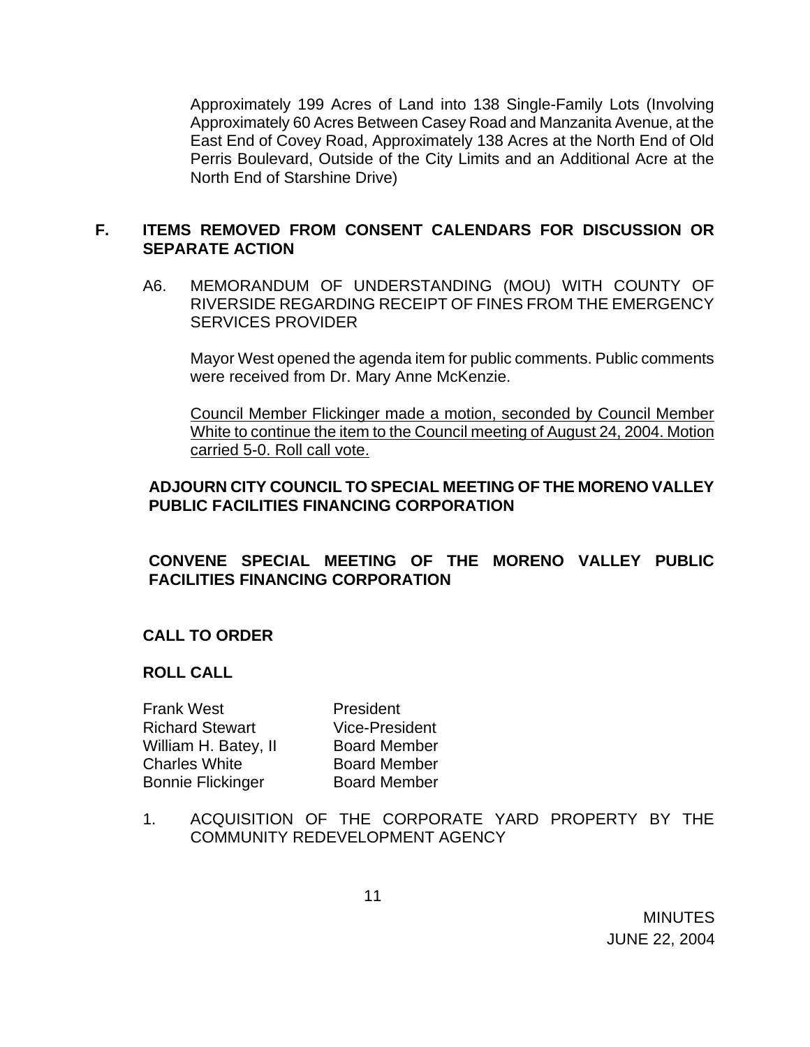Approximately 199 Acres of Land into 138 Single-Family Lots (Involving Approximately 60 Acres Between Casey Road and Manzanita Avenue, at the East End of Covey Road, Approximately 138 Acres at the North End of Old Perris Boulevard, Outside of the City Limits and an Additional Acre at the North End of Starshine Drive)

## F. ITEMS REMOVED FROM CONSENT CALENDARS FOR DISCUSSION OR SEPARATE ACTION

A6. MEMORANDUM OF UNDERSTANDING (MOU) WITH COUNTY OF RIVERSIDE REGARDING RECEIPT OF FINES FROM THE EMERGENCY SERVICES PROVIDER

Mayor West opened the agenda item for public comments. Public comments were received from Dr. Mary Anne McKenzie.

<u>Council Member Flickinger made a motion, seconded by Council Member White to continue the item to the Council meeting of August 24, 2004. Motion carried 5-0. Roll call vote.</u>

**ADJOURN CITY COUNCIL TO SPECIAL MEETING OF THE MORENO VALLEY PUBLIC FACILITIES FINANCING CORPORATION**

**CONVENE SPECIAL MEETING OF THE MORENO VALLEY PUBLIC FACILITIES FINANCING CORPORATION**

**CALL TO ORDER**

**ROLL CALL**

| | |
|---|---|
| Frank West | President |
| Richard Stewart | Vice-President |
| William H. Batey, II | Board Member |
| Charles White | Board Member |
| Bonnie Flickinger | Board Member |

1. ACQUISITION OF THE CORPORATE YARD PROPERTY BY THE COMMUNITY REDEVELOPMENT AGENCY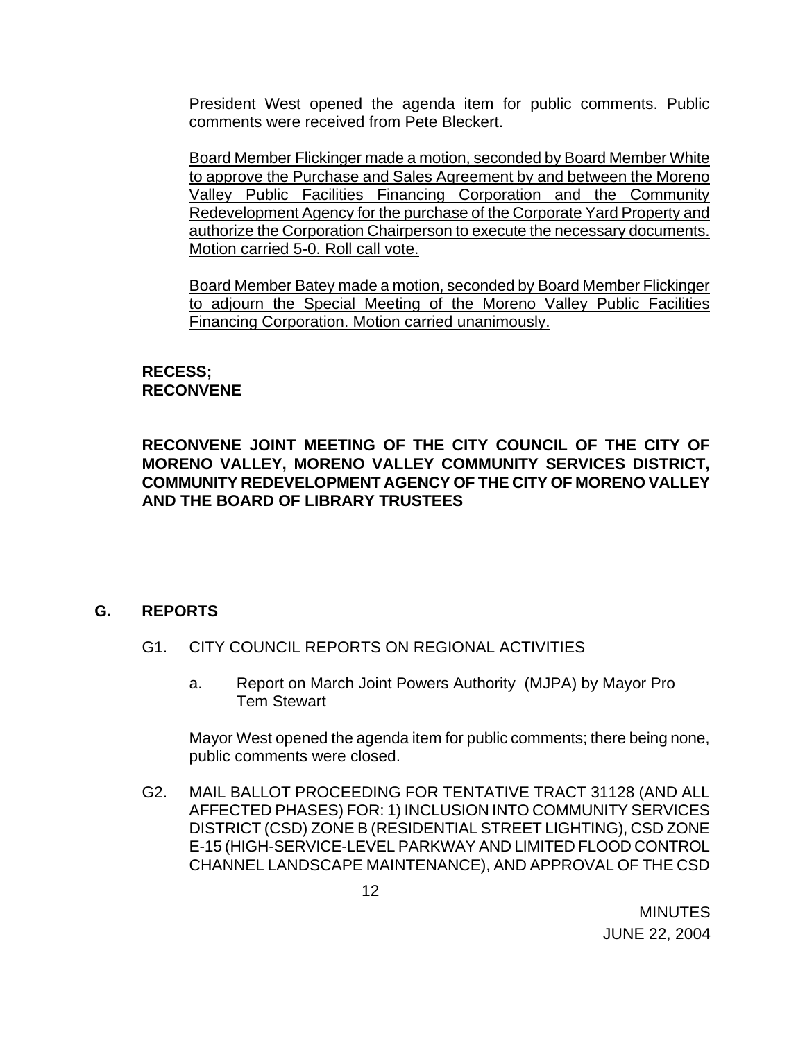President West opened the agenda item for public comments. Public comments were received from Pete Bleckert.

<u>Board Member Flickinger made a motion, seconded by Board Member White to approve the Purchase and Sales Agreement by and between the Moreno Valley Public Facilities Financing Corporation and the Community Redevelopment Agency for the purchase of the Corporate Yard Property and authorize the Corporation Chairperson to execute the necessary documents. Motion carried 5-0. Roll call vote.</u>

<u>Board Member Batey made a motion, seconded by Board Member Flickinger to adjourn the Special Meeting of the Moreno Valley Public Facilities Financing Corporation. Motion carried unanimously.</u>

**RECESS;**
**RECONVENE**

**RECONVENE JOINT MEETING OF THE CITY COUNCIL OF THE CITY OF MORENO VALLEY, MORENO VALLEY COMMUNITY SERVICES DISTRICT, COMMUNITY REDEVELOPMENT AGENCY OF THE CITY OF MORENO VALLEY AND THE BOARD OF LIBRARY TRUSTEES**

## G. REPORTS

G1. CITY COUNCIL REPORTS ON REGIONAL ACTIVITIES

a. Report on March Joint Powers Authority (MJPA) by Mayor Pro Tem Stewart

Mayor West opened the agenda item for public comments; there being none, public comments were closed.

G2. MAIL BALLOT PROCEEDING FOR TENTATIVE TRACT 31128 (AND ALL AFFECTED PHASES) FOR: 1) INCLUSION INTO COMMUNITY SERVICES DISTRICT (CSD) ZONE B (RESIDENTIAL STREET LIGHTING), CSD ZONE E-15 (HIGH-SERVICE-LEVEL PARKWAY AND LIMITED FLOOD CONTROL CHANNEL LANDSCAPE MAINTENANCE), AND APPROVAL OF THE CSD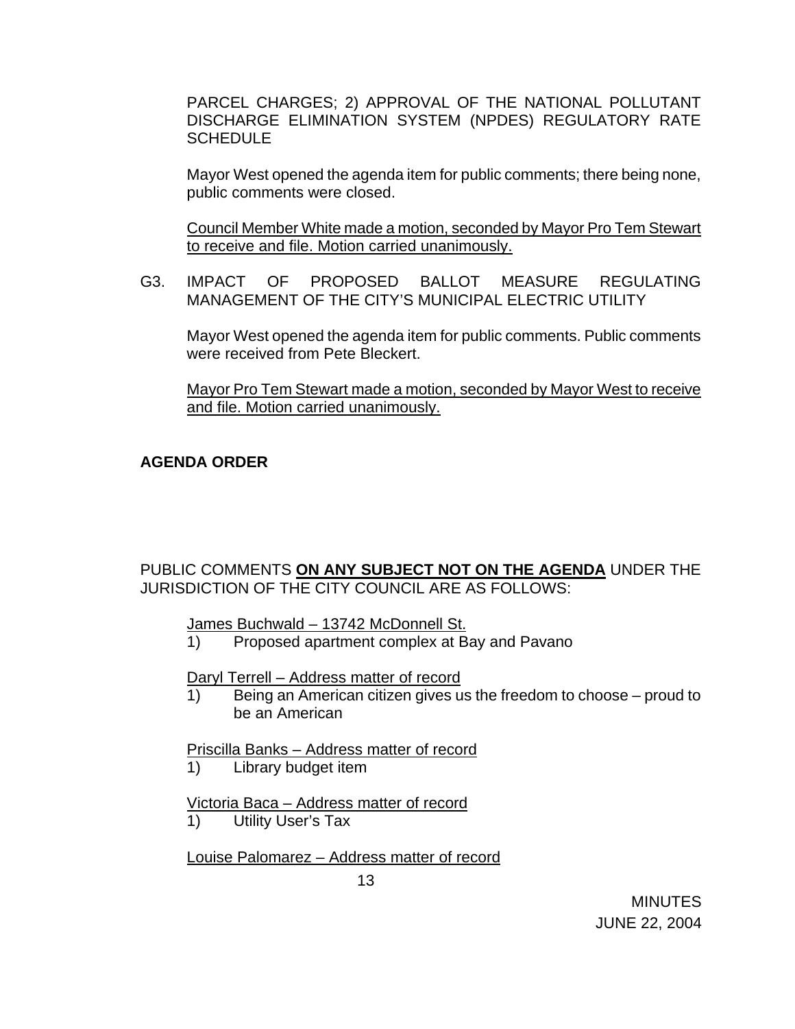PARCEL CHARGES; 2) APPROVAL OF THE NATIONAL POLLUTANT DISCHARGE ELIMINATION SYSTEM (NPDES) REGULATORY RATE SCHEDULE

Mayor West opened the agenda item for public comments; there being none, public comments were closed.

Council Member White made a motion, seconded by Mayor Pro Tem Stewart to receive and file. Motion carried unanimously.

G3. IMPACT OF PROPOSED BALLOT MEASURE REGULATING MANAGEMENT OF THE CITY'S MUNICIPAL ELECTRIC UTILITY

Mayor West opened the agenda item for public comments. Public comments were received from Pete Bleckert.

Mayor Pro Tem Stewart made a motion, seconded by Mayor West to receive and file. Motion carried unanimously.

**AGENDA ORDER**

PUBLIC COMMENTS **ON ANY SUBJECT NOT ON THE AGENDA** UNDER THE JURISDICTION OF THE CITY COUNCIL ARE AS FOLLOWS:

James Buchwald – 13742 McDonnell St.

1) Proposed apartment complex at Bay and Pavano

Daryl Terrell – Address matter of record

1) Being an American citizen gives us the freedom to choose – proud to be an American

Priscilla Banks – Address matter of record

1) Library budget item

Victoria Baca – Address matter of record

1) Utility User's Tax

Louise Palomarez – Address matter of record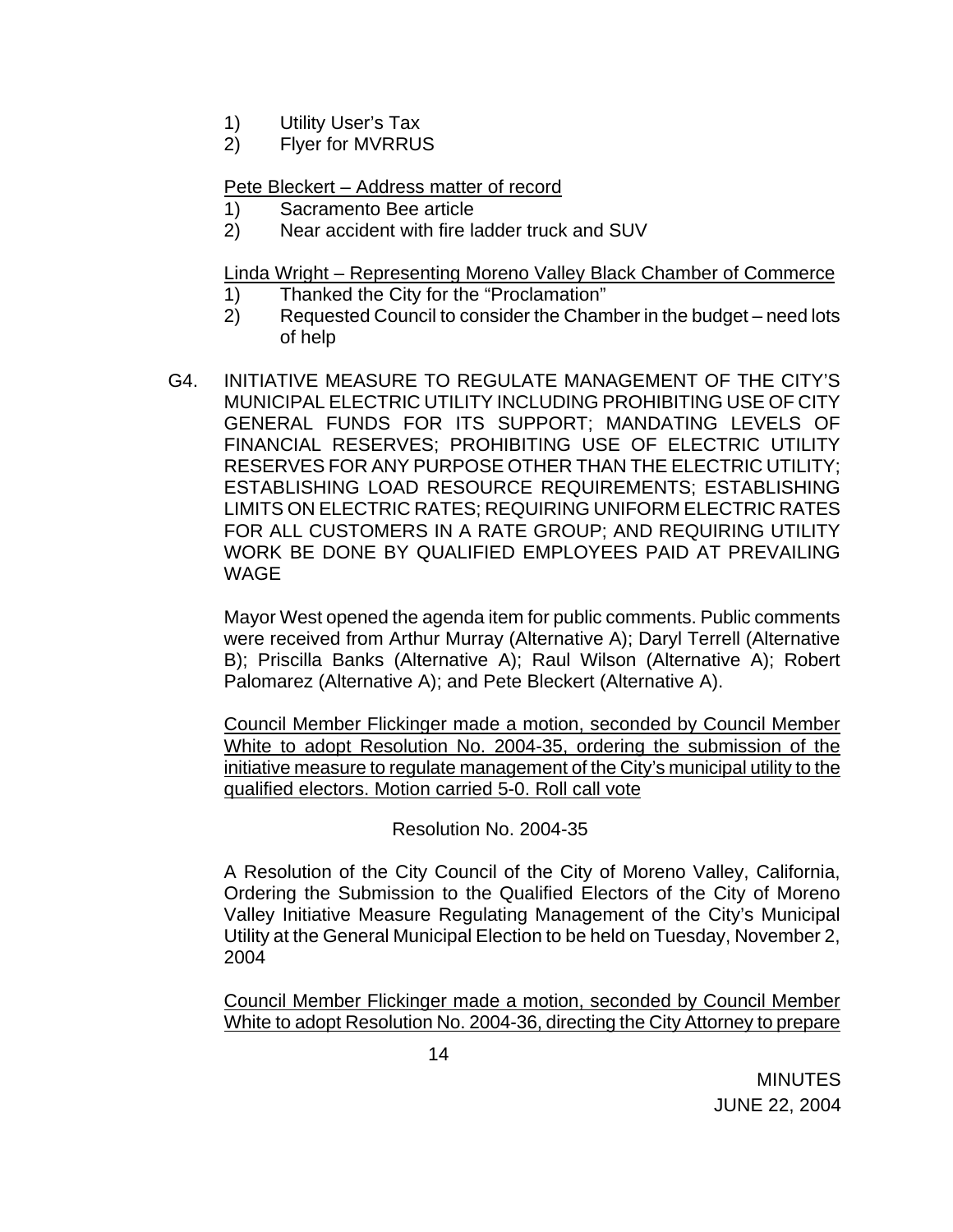1) Utility User's Tax
2) Flyer for MVRRUS

Pete Bleckert – Address matter of record
1) Sacramento Bee article
2) Near accident with fire ladder truck and SUV

Linda Wright – Representing Moreno Valley Black Chamber of Commerce
1) Thanked the City for the "Proclamation"
2) Requested Council to consider the Chamber in the budget – need lots of help

G4. INITIATIVE MEASURE TO REGULATE MANAGEMENT OF THE CITY'S MUNICIPAL ELECTRIC UTILITY INCLUDING PROHIBITING USE OF CITY GENERAL FUNDS FOR ITS SUPPORT; MANDATING LEVELS OF FINANCIAL RESERVES; PROHIBITING USE OF ELECTRIC UTILITY RESERVES FOR ANY PURPOSE OTHER THAN THE ELECTRIC UTILITY; ESTABLISHING LOAD RESOURCE REQUIREMENTS; ESTABLISHING LIMITS ON ELECTRIC RATES; REQUIRING UNIFORM ELECTRIC RATES FOR ALL CUSTOMERS IN A RATE GROUP; AND REQUIRING UTILITY WORK BE DONE BY QUALIFIED EMPLOYEES PAID AT PREVAILING WAGE

Mayor West opened the agenda item for public comments. Public comments were received from Arthur Murray (Alternative A); Daryl Terrell (Alternative B); Priscilla Banks (Alternative A); Raul Wilson (Alternative A); Robert Palomarez (Alternative A); and Pete Bleckert (Alternative A).

Council Member Flickinger made a motion, seconded by Council Member White to adopt Resolution No. 2004-35, ordering the submission of the initiative measure to regulate management of the City's municipal utility to the qualified electors. Motion carried 5-0. Roll call vote

Resolution No. 2004-35

A Resolution of the City Council of the City of Moreno Valley, California, Ordering the Submission to the Qualified Electors of the City of Moreno Valley Initiative Measure Regulating Management of the City's Municipal Utility at the General Municipal Election to be held on Tuesday, November 2, 2004

Council Member Flickinger made a motion, seconded by Council Member White to adopt Resolution No. 2004-36, directing the City Attorney to prepare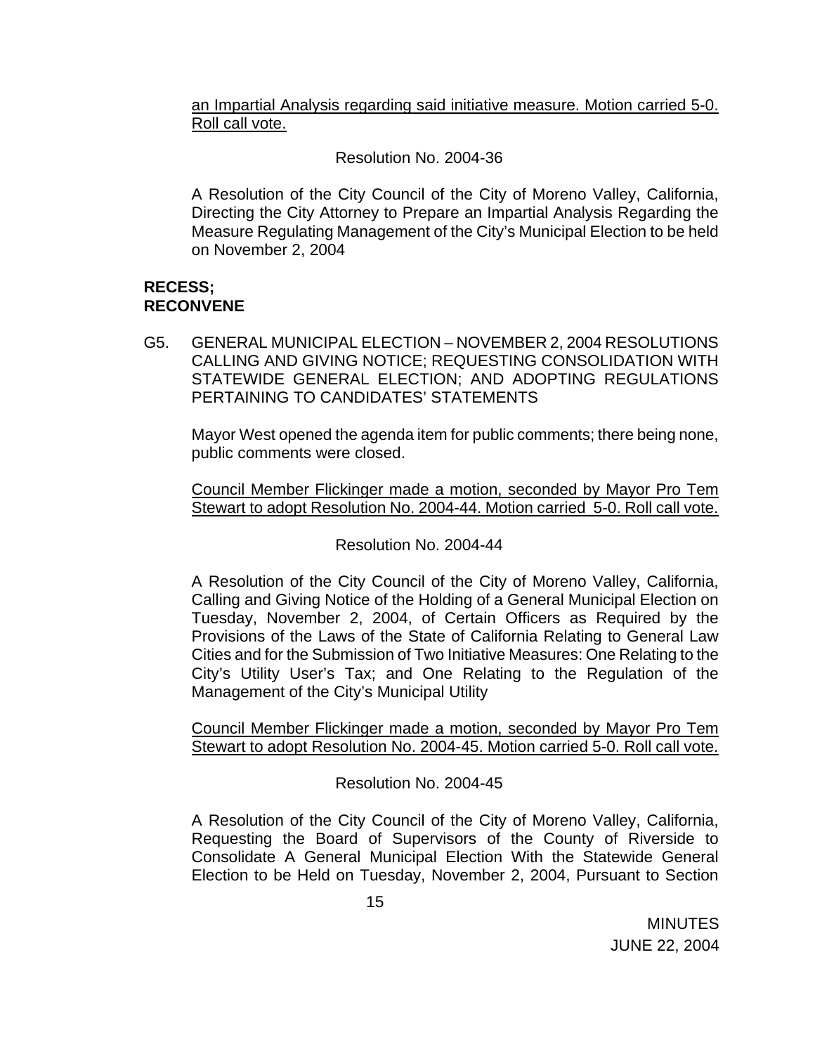an Impartial Analysis regarding said initiative measure. Motion carried 5-0. Roll call vote.

Resolution No. 2004-36

A Resolution of the City Council of the City of Moreno Valley, California, Directing the City Attorney to Prepare an Impartial Analysis Regarding the Measure Regulating Management of the City's Municipal Election to be held on November 2, 2004

**RECESS;**
**RECONVENE**

G5. GENERAL MUNICIPAL ELECTION – NOVEMBER 2, 2004 RESOLUTIONS CALLING AND GIVING NOTICE; REQUESTING CONSOLIDATION WITH STATEWIDE GENERAL ELECTION; AND ADOPTING REGULATIONS PERTAINING TO CANDIDATES' STATEMENTS

Mayor West opened the agenda item for public comments; there being none, public comments were closed.

Council Member Flickinger made a motion, seconded by Mayor Pro Tem Stewart to adopt Resolution No. 2004-44. Motion carried 5-0. Roll call vote.

Resolution No. 2004-44

A Resolution of the City Council of the City of Moreno Valley, California, Calling and Giving Notice of the Holding of a General Municipal Election on Tuesday, November 2, 2004, of Certain Officers as Required by the Provisions of the Laws of the State of California Relating to General Law Cities and for the Submission of Two Initiative Measures: One Relating to the City's Utility User's Tax; and One Relating to the Regulation of the Management of the City's Municipal Utility

Council Member Flickinger made a motion, seconded by Mayor Pro Tem Stewart to adopt Resolution No. 2004-45. Motion carried 5-0. Roll call vote.

Resolution No. 2004-45

A Resolution of the City Council of the City of Moreno Valley, California, Requesting the Board of Supervisors of the County of Riverside to Consolidate A General Municipal Election With the Statewide General Election to be Held on Tuesday, November 2, 2004, Pursuant to Section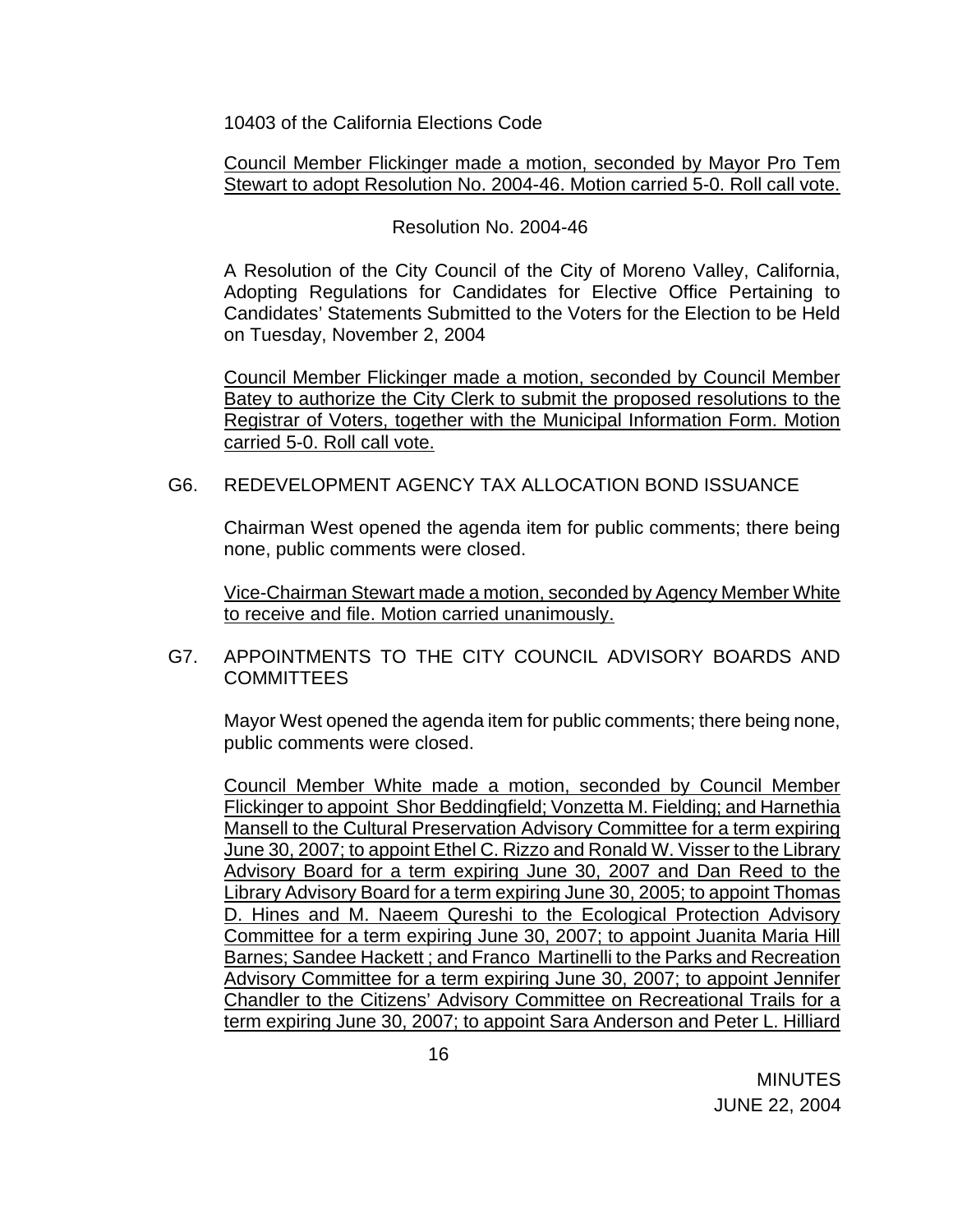10403 of the California Elections Code

Council Member Flickinger made a motion, seconded by Mayor Pro Tem Stewart to adopt Resolution No. 2004-46. Motion carried 5-0. Roll call vote.

Resolution No. 2004-46

A Resolution of the City Council of the City of Moreno Valley, California, Adopting Regulations for Candidates for Elective Office Pertaining to Candidates' Statements Submitted to the Voters for the Election to be Held on Tuesday, November 2, 2004

Council Member Flickinger made a motion, seconded by Council Member Batey to authorize the City Clerk to submit the proposed resolutions to the Registrar of Voters, together with the Municipal Information Form. Motion carried 5-0. Roll call vote.

G6. REDEVELOPMENT AGENCY TAX ALLOCATION BOND ISSUANCE

Chairman West opened the agenda item for public comments; there being none, public comments were closed.

Vice-Chairman Stewart made a motion, seconded by Agency Member White to receive and file. Motion carried unanimously.

G7. APPOINTMENTS TO THE CITY COUNCIL ADVISORY BOARDS AND COMMITTEES

Mayor West opened the agenda item for public comments; there being none, public comments were closed.

Council Member White made a motion, seconded by Council Member Flickinger to appoint Shor Beddingfield; Vonzetta M. Fielding; and Harnethia Mansell to the Cultural Preservation Advisory Committee for a term expiring June 30, 2007; to appoint Ethel C. Rizzo and Ronald W. Visser to the Library Advisory Board for a term expiring June 30, 2007 and Dan Reed to the Library Advisory Board for a term expiring June 30, 2005; to appoint Thomas D. Hines and M. Naeem Qureshi to the Ecological Protection Advisory Committee for a term expiring June 30, 2007; to appoint Juanita Maria Hill Barnes; Sandee Hackett ; and Franco Martinelli to the Parks and Recreation Advisory Committee for a term expiring June 30, 2007; to appoint Jennifer Chandler to the Citizens' Advisory Committee on Recreational Trails for a term expiring June 30, 2007; to appoint Sara Anderson and Peter L. Hilliard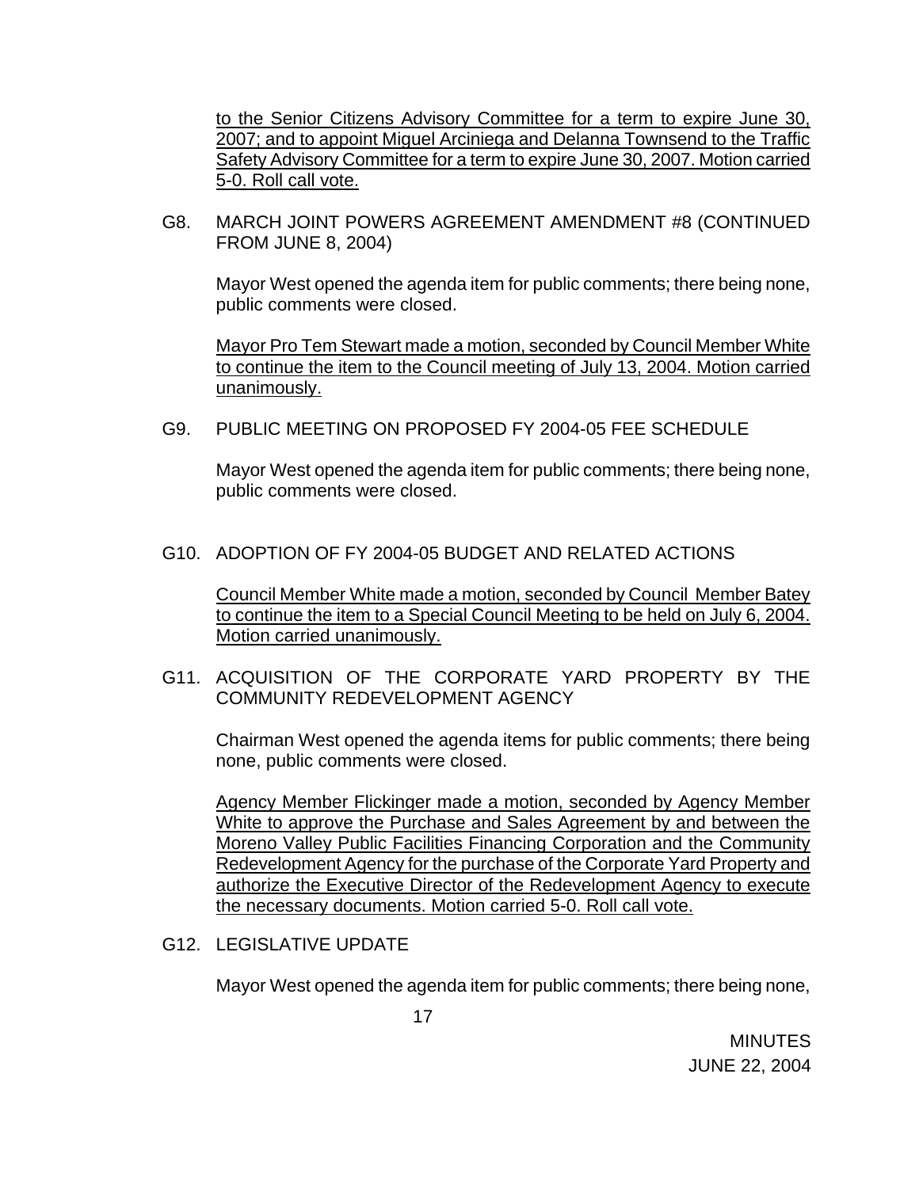to the Senior Citizens Advisory Committee for a term to expire June 30, 2007; and to appoint Miguel Arciniega and Delanna Townsend to the Traffic Safety Advisory Committee for a term to expire June 30, 2007. Motion carried 5-0. Roll call vote.

G8. MARCH JOINT POWERS AGREEMENT AMENDMENT #8 (CONTINUED FROM JUNE 8, 2004)

Mayor West opened the agenda item for public comments; there being none, public comments were closed.

Mayor Pro Tem Stewart made a motion, seconded by Council Member White to continue the item to the Council meeting of July 13, 2004. Motion carried unanimously.

G9. PUBLIC MEETING ON PROPOSED FY 2004-05 FEE SCHEDULE

Mayor West opened the agenda item for public comments; there being none, public comments were closed.

G10. ADOPTION OF FY 2004-05 BUDGET AND RELATED ACTIONS

Council Member White made a motion, seconded by Council Member Batey to continue the item to a Special Council Meeting to be held on July 6, 2004. Motion carried unanimously.

G11. ACQUISITION OF THE CORPORATE YARD PROPERTY BY THE COMMUNITY REDEVELOPMENT AGENCY

Chairman West opened the agenda items for public comments; there being none, public comments were closed.

Agency Member Flickinger made a motion, seconded by Agency Member White to approve the Purchase and Sales Agreement by and between the Moreno Valley Public Facilities Financing Corporation and the Community Redevelopment Agency for the purchase of the Corporate Yard Property and authorize the Executive Director of the Redevelopment Agency to execute the necessary documents. Motion carried 5-0. Roll call vote.

G12. LEGISLATIVE UPDATE

Mayor West opened the agenda item for public comments; there being none,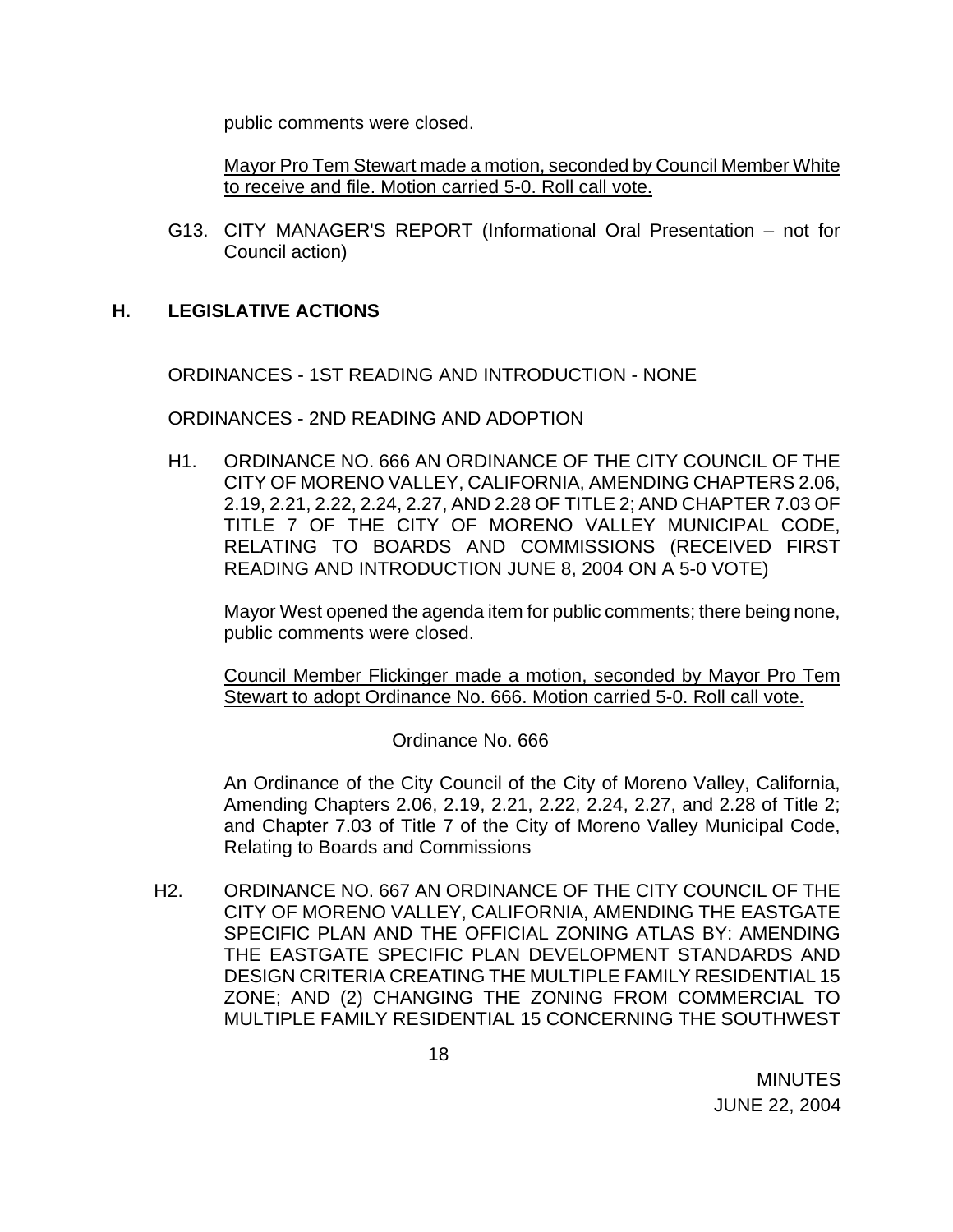public comments were closed.

Mayor Pro Tem Stewart made a motion, seconded by Council Member White to receive and file. Motion carried 5-0. Roll call vote.

G13. CITY MANAGER'S REPORT (Informational Oral Presentation – not for Council action)

## H. LEGISLATIVE ACTIONS

ORDINANCES - 1ST READING AND INTRODUCTION - NONE

ORDINANCES - 2ND READING AND ADOPTION

H1. ORDINANCE NO. 666 AN ORDINANCE OF THE CITY COUNCIL OF THE CITY OF MORENO VALLEY, CALIFORNIA, AMENDING CHAPTERS 2.06, 2.19, 2.21, 2.22, 2.24, 2.27, AND 2.28 OF TITLE 2; AND CHAPTER 7.03 OF TITLE 7 OF THE CITY OF MORENO VALLEY MUNICIPAL CODE, RELATING TO BOARDS AND COMMISSIONS (RECEIVED FIRST READING AND INTRODUCTION JUNE 8, 2004 ON A 5-0 VOTE)

Mayor West opened the agenda item for public comments; there being none, public comments were closed.

Council Member Flickinger made a motion, seconded by Mayor Pro Tem Stewart to adopt Ordinance No. 666. Motion carried 5-0. Roll call vote.

Ordinance No. 666

An Ordinance of the City Council of the City of Moreno Valley, California, Amending Chapters 2.06, 2.19, 2.21, 2.22, 2.24, 2.27, and 2.28 of Title 2; and Chapter 7.03 of Title 7 of the City of Moreno Valley Municipal Code, Relating to Boards and Commissions

H2. ORDINANCE NO. 667 AN ORDINANCE OF THE CITY COUNCIL OF THE CITY OF MORENO VALLEY, CALIFORNIA, AMENDING THE EASTGATE SPECIFIC PLAN AND THE OFFICIAL ZONING ATLAS BY: AMENDING THE EASTGATE SPECIFIC PLAN DEVELOPMENT STANDARDS AND DESIGN CRITERIA CREATING THE MULTIPLE FAMILY RESIDENTIAL 15 ZONE; AND (2) CHANGING THE ZONING FROM COMMERCIAL TO MULTIPLE FAMILY RESIDENTIAL 15 CONCERNING THE SOUTHWEST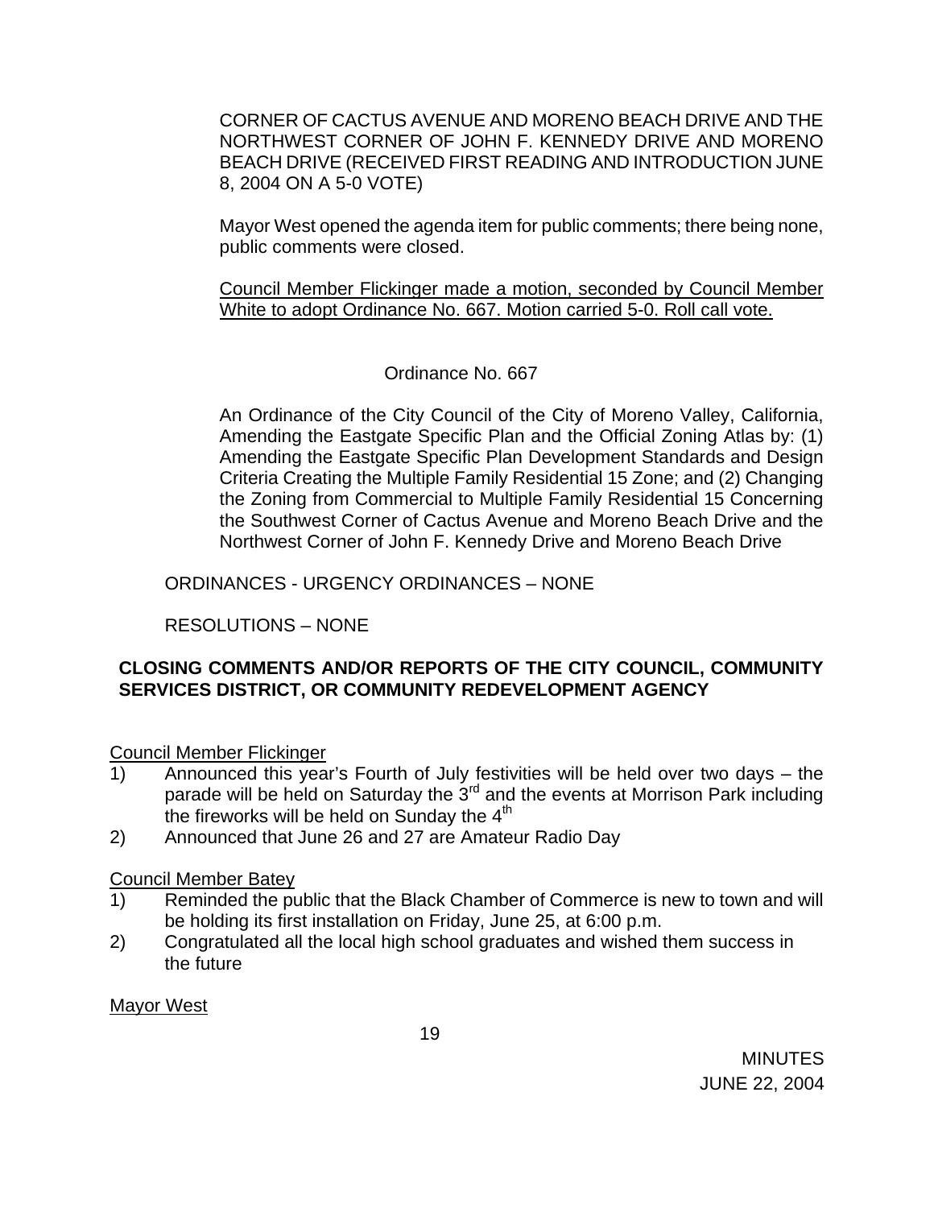CORNER OF CACTUS AVENUE AND MORENO BEACH DRIVE AND THE NORTHWEST CORNER OF JOHN F. KENNEDY DRIVE AND MORENO BEACH DRIVE (RECEIVED FIRST READING AND INTRODUCTION JUNE 8, 2004 ON A 5-0 VOTE)

Mayor West opened the agenda item for public comments; there being none, public comments were closed.

Council Member Flickinger made a motion, seconded by Council Member White to adopt Ordinance No. 667. Motion carried 5-0. Roll call vote.

Ordinance No. 667

An Ordinance of the City Council of the City of Moreno Valley, California, Amending the Eastgate Specific Plan and the Official Zoning Atlas by: (1) Amending the Eastgate Specific Plan Development Standards and Design Criteria Creating the Multiple Family Residential 15 Zone; and (2) Changing the Zoning from Commercial to Multiple Family Residential 15 Concerning the Southwest Corner of Cactus Avenue and Moreno Beach Drive and the Northwest Corner of John F. Kennedy Drive and Moreno Beach Drive

ORDINANCES - URGENCY ORDINANCES – NONE

RESOLUTIONS – NONE

**CLOSING COMMENTS AND/OR REPORTS OF THE CITY COUNCIL, COMMUNITY SERVICES DISTRICT, OR COMMUNITY REDEVELOPMENT AGENCY**

Council Member Flickinger

1) Announced this year's Fourth of July festivities will be held over two days – the parade will be held on Saturday the 3rd and the events at Morrison Park including the fireworks will be held on Sunday the 4th
2) Announced that June 26 and 27 are Amateur Radio Day

Council Member Batey

1) Reminded the public that the Black Chamber of Commerce is new to town and will be holding its first installation on Friday, June 25, at 6:00 p.m.
2) Congratulated all the local high school graduates and wished them success in the future

Mayor West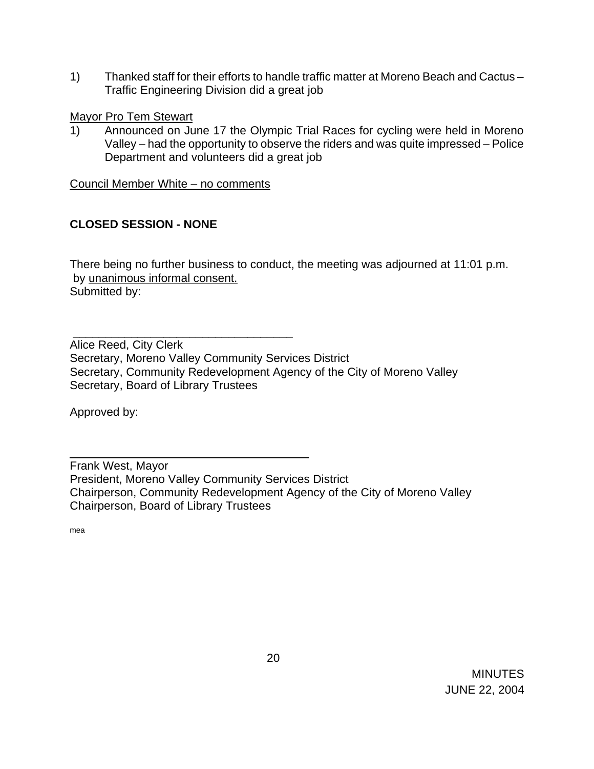1) Thanked staff for their efforts to handle traffic matter at Moreno Beach and Cactus – Traffic Engineering Division did a great job

Mayor Pro Tem Stewart

1) Announced on June 17 the Olympic Trial Races for cycling were held in Moreno Valley – had the opportunity to observe the riders and was quite impressed – Police Department and volunteers did a great job

Council Member White – no comments

**CLOSED SESSION - NONE**

There being no further business to conduct, the meeting was adjourned at 11:01 p.m. by unanimous informal consent.

Submitted by:

\_\_\_\_\_\_\_\_\_\_\_\_\_\_\_\_\_\_\_\_\_\_\_\_\_\_\_\_\_\_\_\_\_\_\_

Alice Reed, City Clerk
Secretary, Moreno Valley Community Services District
Secretary, Community Redevelopment Agency of the City of Moreno Valley
Secretary, Board of Library Trustees

Approved by:

\_\_\_\_\_\_\_\_\_\_\_\_\_\_\_\_\_\_\_\_\_\_\_\_\_\_\_\_\_\_\_\_\_\_\_

Frank West, Mayor
President, Moreno Valley Community Services District
Chairperson, Community Redevelopment Agency of the City of Moreno Valley
Chairperson, Board of Library Trustees

mea